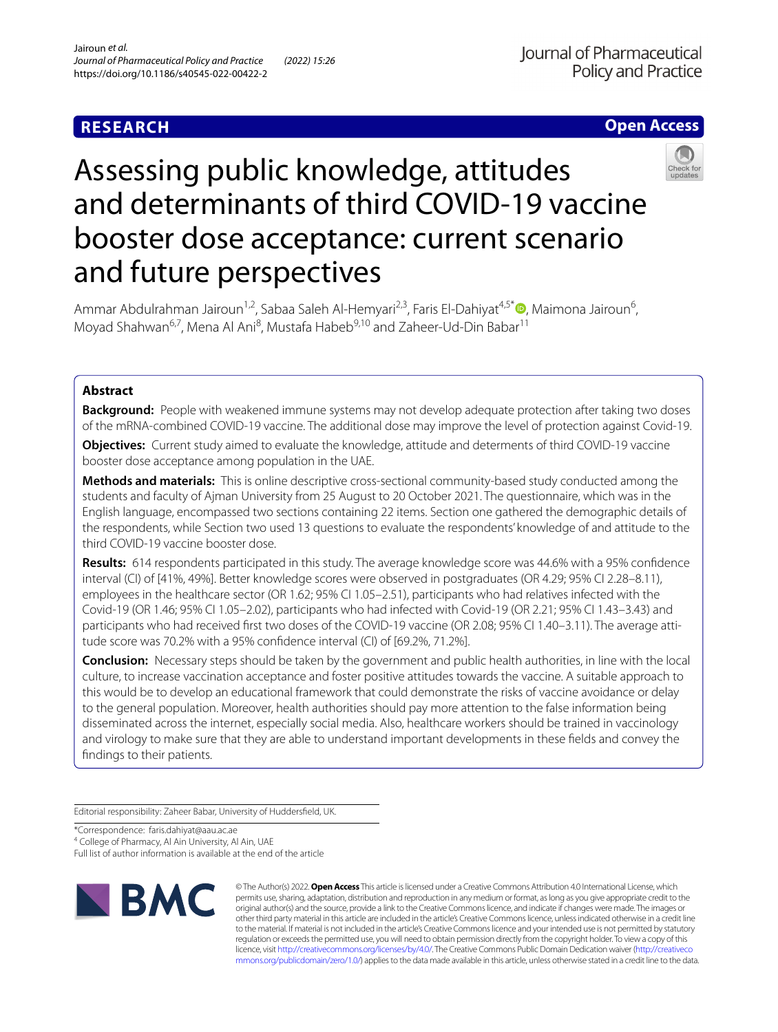RESEARCH

Open Access

# Assessing public knowledge, attitudes and determinants of third COVID-19 vaccine booster dose acceptance: current scenario and future perspectives

Ammar Abdulrahman Jairoun[1,2], Sabaa Saleh Al-Hemyari[2,3], Faris El-Dahiyat[4,5*], Maimona Jairoun[6], Moyad Shahwan[6,7], Mena Al Ani[8], Mustafa Habeb[9,10] and Zaheer-Ud-Din Babar[11]

## Abstract

**Background:** People with weakened immune systems may not develop adequate protection after taking two doses of the mRNA-combined COVID-19 vaccine. The additional dose may improve the level of protection against Covid-19.

**Objectives:** Current study aimed to evaluate the knowledge, attitude and determents of third COVID-19 vaccine booster dose acceptance among population in the UAE.

**Methods and materials:** This is online descriptive cross-sectional community-based study conducted among the students and faculty of Ajman University from 25 August to 20 October 2021. The questionnaire, which was in the English language, encompassed two sections containing 22 items. Section one gathered the demographic details of the respondents, while Section two used 13 questions to evaluate the respondents' knowledge of and attitude to the third COVID-19 vaccine booster dose.

**Results:** 614 respondents participated in this study. The average knowledge score was 44.6% with a 95% confidence interval (CI) of [41%, 49%]. Better knowledge scores were observed in postgraduates (OR 4.29; 95% CI 2.28–8.11), employees in the healthcare sector (OR 1.62; 95% CI 1.05–2.51), participants who had relatives infected with the Covid-19 (OR 1.46; 95% CI 1.05–2.02), participants who had infected with Covid-19 (OR 2.21; 95% CI 1.43–3.43) and participants who had received first two doses of the COVID-19 vaccine (OR 2.08; 95% CI 1.40–3.11). The average attitude score was 70.2% with a 95% confidence interval (CI) of [69.2%, 71.2%].

**Conclusion:** Necessary steps should be taken by the government and public health authorities, in line with the local culture, to increase vaccination acceptance and foster positive attitudes towards the vaccine. A suitable approach to this would be to develop an educational framework that could demonstrate the risks of vaccine avoidance or delay to the general population. Moreover, health authorities should pay more attention to the false information being disseminated across the internet, especially social media. Also, healthcare workers should be trained in vaccinology and virology to make sure that they are able to understand important developments in these fields and convey the findings to their patients.

Editorial responsibility: Zaheer Babar, University of Huddersfield, UK.

*Correspondence: faris.dahiyat@aau.ac.ae

[4] College of Pharmacy, Al Ain University, Al Ain, UAE

Full list of author information is available at the end of the article

© The Author(s) 2022. **Open Access** This article is licensed under a Creative Commons Attribution 4.0 International License, which permits use, sharing, adaptation, distribution and reproduction in any medium or format, as long as you give appropriate credit to the original author(s) and the source, provide a link to the Creative Commons licence, and indicate if changes were made. The images or other third party material in this article are included in the article's Creative Commons licence, unless indicated otherwise in a credit line to the material. If material is not included in the article's Creative Commons licence and your intended use is not permitted by statutory regulation or exceeds the permitted use, you will need to obtain permission directly from the copyright holder. To view a copy of this licence, visit http://creativecommons.org/licenses/by/4.0/. The Creative Commons Public Domain Dedication waiver (http://creativecommons.org/publicdomain/zero/1.0/) applies to the data made available in this article, unless otherwise stated in a credit line to the data.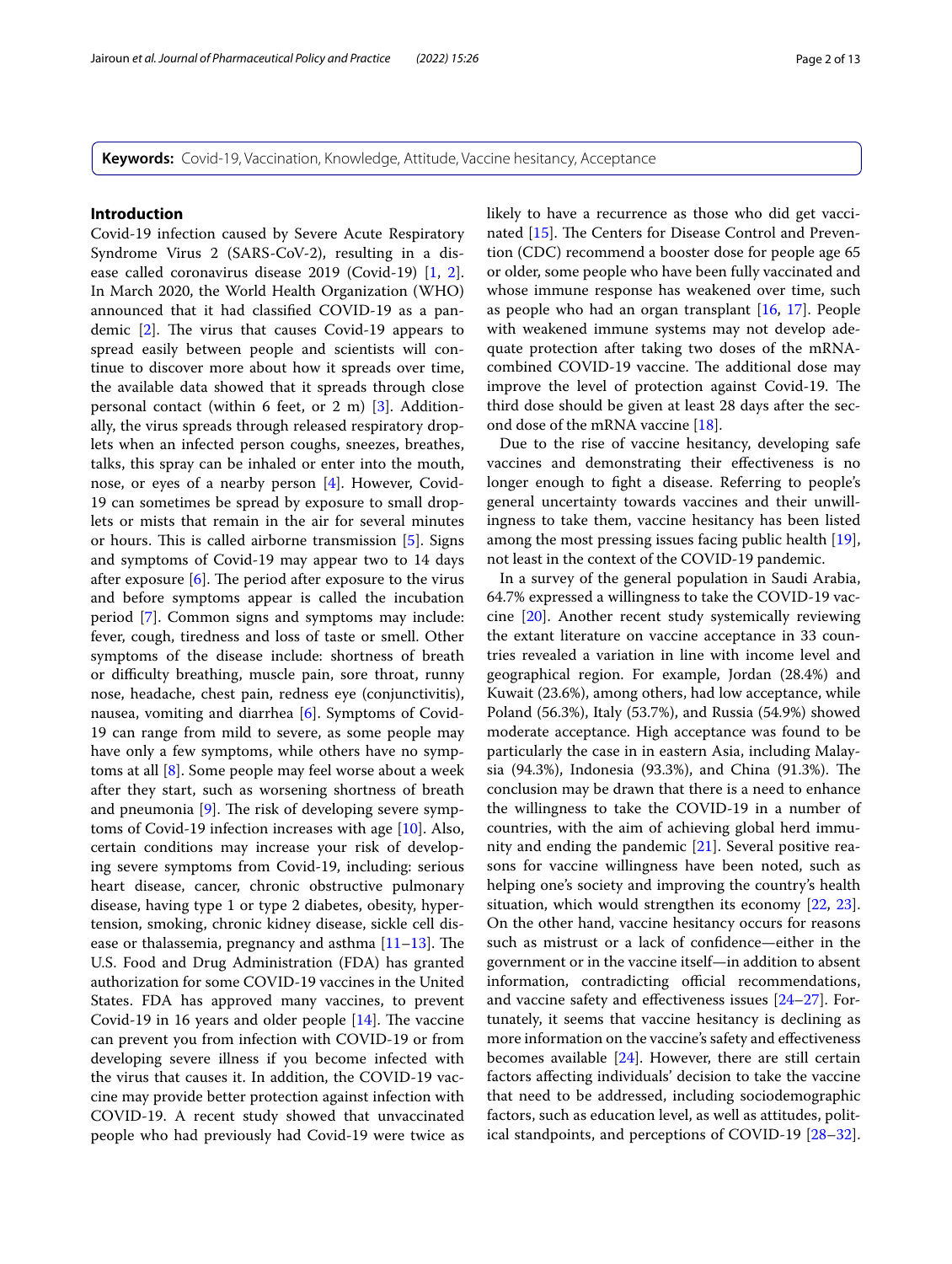**Keywords:** Covid-19, Vaccination, Knowledge, Attitude, Vaccine hesitancy, Acceptance

## Introduction

Covid-19 infection caused by Severe Acute Respiratory Syndrome Virus 2 (SARS-CoV-2), resulting in a disease called coronavirus disease 2019 (Covid-19) [1, 2]. In March 2020, the World Health Organization (WHO) announced that it had classified COVID-19 as a pandemic [2]. The virus that causes Covid-19 appears to spread easily between people and scientists will continue to discover more about how it spreads over time, the available data showed that it spreads through close personal contact (within 6 feet, or 2 m) [3]. Additionally, the virus spreads through released respiratory droplets when an infected person coughs, sneezes, breathes, talks, this spray can be inhaled or enter into the mouth, nose, or eyes of a nearby person [4]. However, Covid-19 can sometimes be spread by exposure to small droplets or mists that remain in the air for several minutes or hours. This is called airborne transmission [5]. Signs and symptoms of Covid-19 may appear two to 14 days after exposure [6]. The period after exposure to the virus and before symptoms appear is called the incubation period [7]. Common signs and symptoms may include: fever, cough, tiredness and loss of taste or smell. Other symptoms of the disease include: shortness of breath or difficulty breathing, muscle pain, sore throat, runny nose, headache, chest pain, redness eye (conjunctivitis), nausea, vomiting and diarrhea [6]. Symptoms of Covid-19 can range from mild to severe, as some people may have only a few symptoms, while others have no symptoms at all [8]. Some people may feel worse about a week after they start, such as worsening shortness of breath and pneumonia [9]. The risk of developing severe symptoms of Covid-19 infection increases with age [10]. Also, certain conditions may increase your risk of developing severe symptoms from Covid-19, including: serious heart disease, cancer, chronic obstructive pulmonary disease, having type 1 or type 2 diabetes, obesity, hypertension, smoking, chronic kidney disease, sickle cell disease or thalassemia, pregnancy and asthma [11–13]. The U.S. Food and Drug Administration (FDA) has granted authorization for some COVID-19 vaccines in the United States. FDA has approved many vaccines, to prevent Covid-19 in 16 years and older people [14]. The vaccine can prevent you from infection with COVID-19 or from developing severe illness if you become infected with the virus that causes it. In addition, the COVID-19 vaccine may provide better protection against infection with COVID-19. A recent study showed that unvaccinated people who had previously had Covid-19 were twice as likely to have a recurrence as those who did get vaccinated [15]. The Centers for Disease Control and Prevention (CDC) recommend a booster dose for people age 65 or older, some people who have been fully vaccinated and whose immune response has weakened over time, such as people who had an organ transplant [16, 17]. People with weakened immune systems may not develop adequate protection after taking two doses of the mRNA-combined COVID-19 vaccine. The additional dose may improve the level of protection against Covid-19. The third dose should be given at least 28 days after the second dose of the mRNA vaccine [18].

Due to the rise of vaccine hesitancy, developing safe vaccines and demonstrating their effectiveness is no longer enough to fight a disease. Referring to people's general uncertainty towards vaccines and their unwillingness to take them, vaccine hesitancy has been listed among the most pressing issues facing public health [19], not least in the context of the COVID-19 pandemic.

In a survey of the general population in Saudi Arabia, 64.7% expressed a willingness to take the COVID-19 vaccine [20]. Another recent study systemically reviewing the extant literature on vaccine acceptance in 33 countries revealed a variation in line with income level and geographical region. For example, Jordan (28.4%) and Kuwait (23.6%), among others, had low acceptance, while Poland (56.3%), Italy (53.7%), and Russia (54.9%) showed moderate acceptance. High acceptance was found to be particularly the case in in eastern Asia, including Malaysia (94.3%), Indonesia (93.3%), and China (91.3%). The conclusion may be drawn that there is a need to enhance the willingness to take the COVID-19 in a number of countries, with the aim of achieving global herd immunity and ending the pandemic [21]. Several positive reasons for vaccine willingness have been noted, such as helping one's society and improving the country's health situation, which would strengthen its economy [22, 23]. On the other hand, vaccine hesitancy occurs for reasons such as mistrust or a lack of confidence—either in the government or in the vaccine itself—in addition to absent information, contradicting official recommendations, and vaccine safety and effectiveness issues [24–27]. Fortunately, it seems that vaccine hesitancy is declining as more information on the vaccine's safety and effectiveness becomes available [24]. However, there are still certain factors affecting individuals' decision to take the vaccine that need to be addressed, including sociodemographic factors, such as education level, as well as attitudes, political standpoints, and perceptions of COVID-19 [28–32].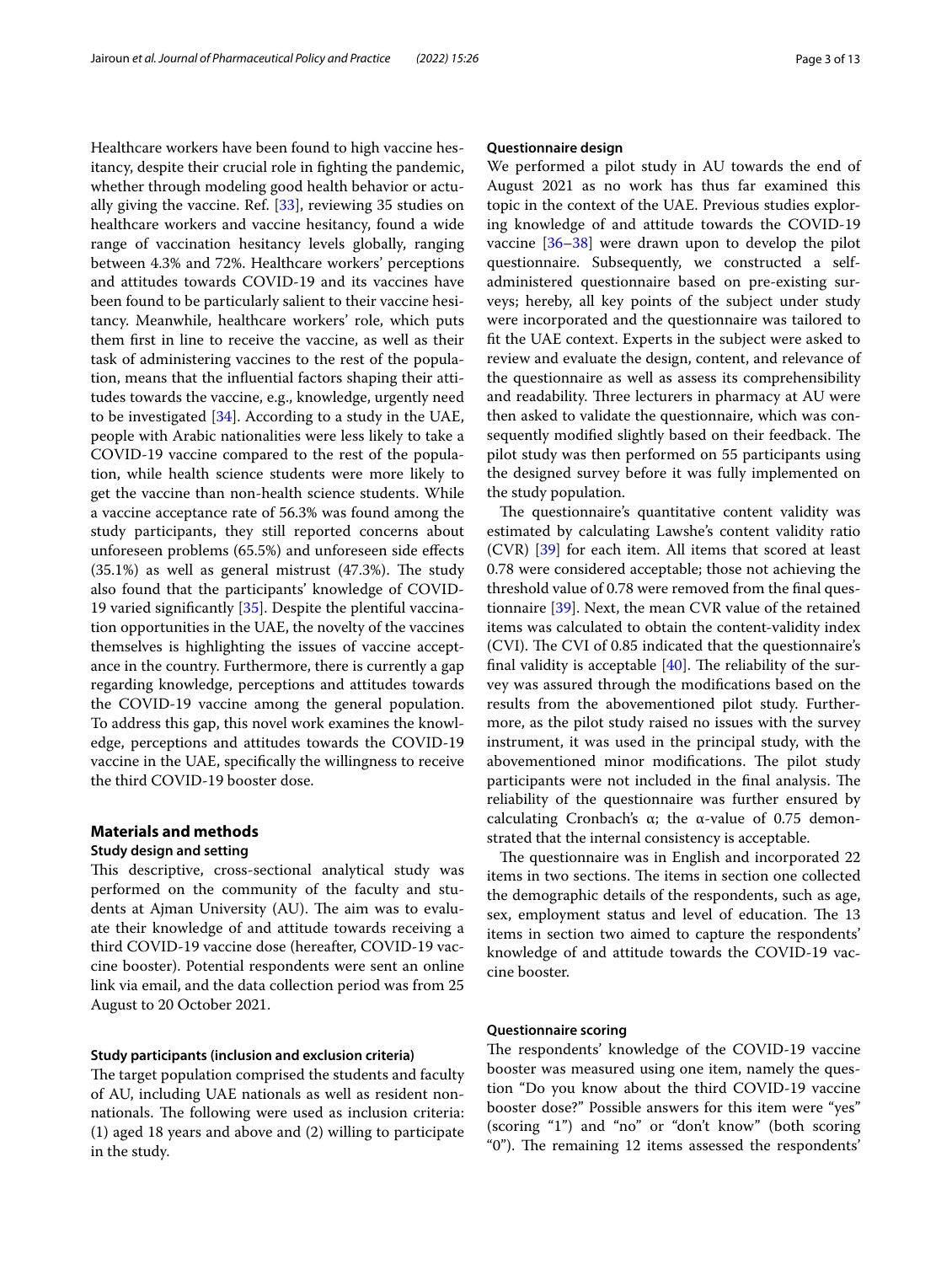Healthcare workers have been found to high vaccine hesitancy, despite their crucial role in fighting the pandemic, whether through modeling good health behavior or actually giving the vaccine. Ref. [33], reviewing 35 studies on healthcare workers and vaccine hesitancy, found a wide range of vaccination hesitancy levels globally, ranging between 4.3% and 72%. Healthcare workers' perceptions and attitudes towards COVID-19 and its vaccines have been found to be particularly salient to their vaccine hesitancy. Meanwhile, healthcare workers' role, which puts them first in line to receive the vaccine, as well as their task of administering vaccines to the rest of the population, means that the influential factors shaping their attitudes towards the vaccine, e.g., knowledge, urgently need to be investigated [34]. According to a study in the UAE, people with Arabic nationalities were less likely to take a COVID-19 vaccine compared to the rest of the population, while health science students were more likely to get the vaccine than non-health science students. While a vaccine acceptance rate of 56.3% was found among the study participants, they still reported concerns about unforeseen problems (65.5%) and unforeseen side effects (35.1%) as well as general mistrust (47.3%). The study also found that the participants' knowledge of COVID-19 varied significantly [35]. Despite the plentiful vaccination opportunities in the UAE, the novelty of the vaccines themselves is highlighting the issues of vaccine acceptance in the country. Furthermore, there is currently a gap regarding knowledge, perceptions and attitudes towards the COVID-19 vaccine among the general population. To address this gap, this novel work examines the knowledge, perceptions and attitudes towards the COVID-19 vaccine in the UAE, specifically the willingness to receive the third COVID-19 booster dose.

## Materials and methods

### Study design and setting

This descriptive, cross-sectional analytical study was performed on the community of the faculty and students at Ajman University (AU). The aim was to evaluate their knowledge of and attitude towards receiving a third COVID-19 vaccine dose (hereafter, COVID-19 vaccine booster). Potential respondents were sent an online link via email, and the data collection period was from 25 August to 20 October 2021.

### Study participants (inclusion and exclusion criteria)

The target population comprised the students and faculty of AU, including UAE nationals as well as resident non-nationals. The following were used as inclusion criteria: (1) aged 18 years and above and (2) willing to participate in the study.

### Questionnaire design

We performed a pilot study in AU towards the end of August 2021 as no work has thus far examined this topic in the context of the UAE. Previous studies exploring knowledge of and attitude towards the COVID-19 vaccine [36–38] were drawn upon to develop the pilot questionnaire. Subsequently, we constructed a self-administered questionnaire based on pre-existing surveys; hereby, all key points of the subject under study were incorporated and the questionnaire was tailored to fit the UAE context. Experts in the subject were asked to review and evaluate the design, content, and relevance of the questionnaire as well as assess its comprehensibility and readability. Three lecturers in pharmacy at AU were then asked to validate the questionnaire, which was consequently modified slightly based on their feedback. The pilot study was then performed on 55 participants using the designed survey before it was fully implemented on the study population.

The questionnaire's quantitative content validity was estimated by calculating Lawshe's content validity ratio (CVR) [39] for each item. All items that scored at least 0.78 were considered acceptable; those not achieving the threshold value of 0.78 were removed from the final questionnaire [39]. Next, the mean CVR value of the retained items was calculated to obtain the content-validity index (CVI). The CVI of 0.85 indicated that the questionnaire's final validity is acceptable [40]. The reliability of the survey was assured through the modifications based on the results from the abovementioned pilot study. Furthermore, as the pilot study raised no issues with the survey instrument, it was used in the principal study, with the abovementioned minor modifications. The pilot study participants were not included in the final analysis. The reliability of the questionnaire was further ensured by calculating Cronbach's α; the α-value of 0.75 demonstrated that the internal consistency is acceptable.

The questionnaire was in English and incorporated 22 items in two sections. The items in section one collected the demographic details of the respondents, such as age, sex, employment status and level of education. The 13 items in section two aimed to capture the respondents' knowledge of and attitude towards the COVID-19 vaccine booster.

### Questionnaire scoring

The respondents' knowledge of the COVID-19 vaccine booster was measured using one item, namely the question "Do you know about the third COVID-19 vaccine booster dose?" Possible answers for this item were "yes" (scoring "1") and "no" or "don't know" (both scoring "0"). The remaining 12 items assessed the respondents'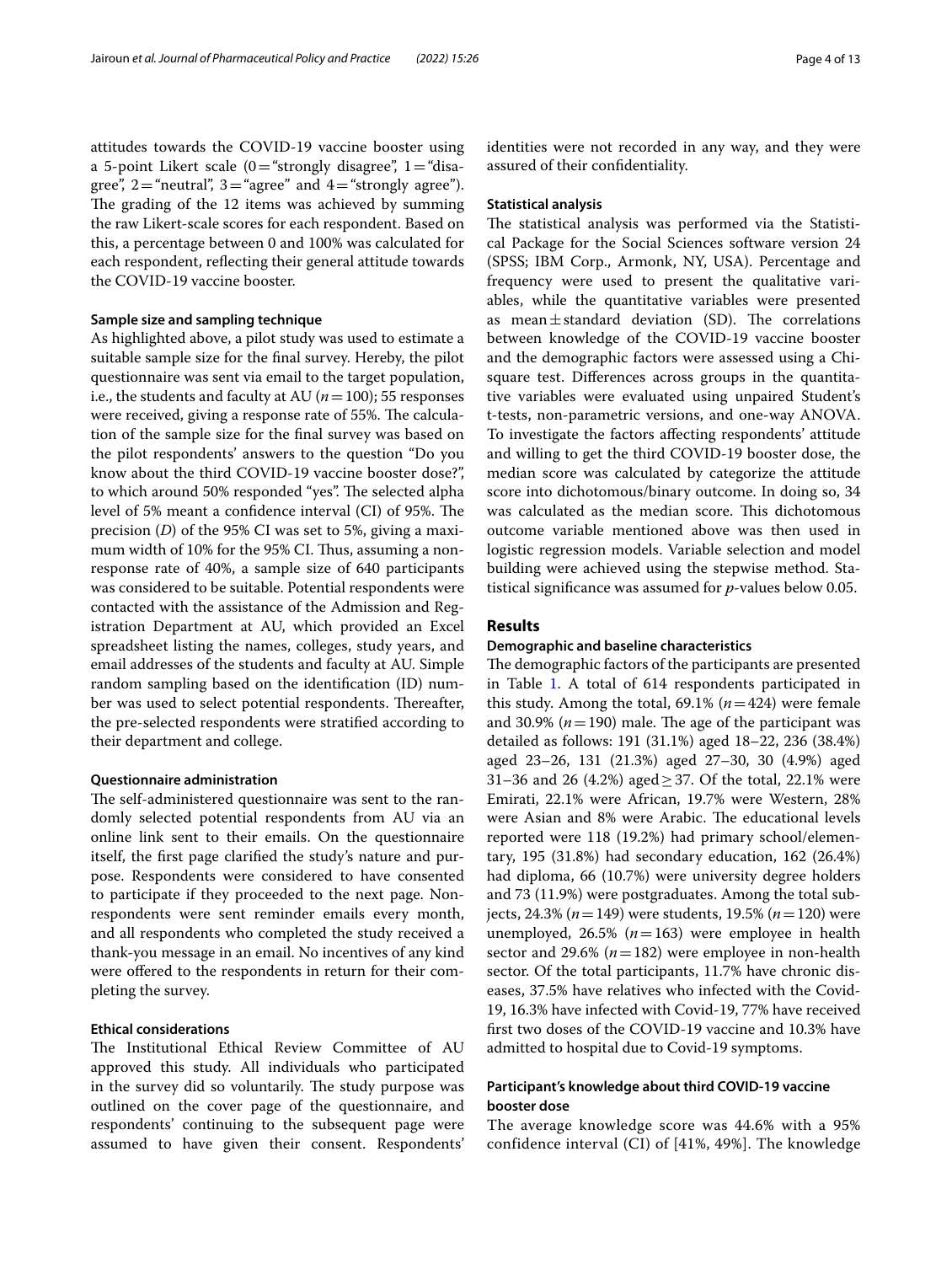attitudes towards the COVID-19 vaccine booster using a 5-point Likert scale (0 = "strongly disagree", 1 = "disagree", 2 = "neutral", 3 = "agree" and 4 = "strongly agree"). The grading of the 12 items was achieved by summing the raw Likert-scale scores for each respondent. Based on this, a percentage between 0 and 100% was calculated for each respondent, reflecting their general attitude towards the COVID-19 vaccine booster.

### Sample size and sampling technique

As highlighted above, a pilot study was used to estimate a suitable sample size for the final survey. Hereby, the pilot questionnaire was sent via email to the target population, i.e., the students and faculty at AU ($n = 100$); 55 responses were received, giving a response rate of 55%. The calculation of the sample size for the final survey was based on the pilot respondents' answers to the question "Do you know about the third COVID-19 vaccine booster dose?", to which around 50% responded "yes". The selected alpha level of 5% meant a confidence interval (CI) of 95%. The precision ($D$) of the 95% CI was set to 5%, giving a maximum width of 10% for the 95% CI. Thus, assuming a non-response rate of 40%, a sample size of 640 participants was considered to be suitable. Potential respondents were contacted with the assistance of the Admission and Registration Department at AU, which provided an Excel spreadsheet listing the names, colleges, study years, and email addresses of the students and faculty at AU. Simple random sampling based on the identification (ID) number was used to select potential respondents. Thereafter, the pre-selected respondents were stratified according to their department and college.

### Questionnaire administration

The self-administered questionnaire was sent to the randomly selected potential respondents from AU via an online link sent to their emails. On the questionnaire itself, the first page clarified the study's nature and purpose. Respondents were considered to have consented to participate if they proceeded to the next page. Non-respondents were sent reminder emails every month, and all respondents who completed the study received a thank-you message in an email. No incentives of any kind were offered to the respondents in return for their completing the survey.

### Ethical considerations

The Institutional Ethical Review Committee of AU approved this study. All individuals who participated in the survey did so voluntarily. The study purpose was outlined on the cover page of the questionnaire, and respondents' continuing to the subsequent page were assumed to have given their consent. Respondents' identities were not recorded in any way, and they were assured of their confidentiality.

### Statistical analysis

The statistical analysis was performed via the Statistical Package for the Social Sciences software version 24 (SPSS; IBM Corp., Armonk, NY, USA). Percentage and frequency were used to present the qualitative variables, while the quantitative variables were presented as mean ± standard deviation (SD). The correlations between knowledge of the COVID-19 vaccine booster and the demographic factors were assessed using a Chi-square test. Differences across groups in the quantitative variables were evaluated using unpaired Student's t-tests, non-parametric versions, and one-way ANOVA. To investigate the factors affecting respondents' attitude and willing to get the third COVID-19 booster dose, the median score was calculated by categorize the attitude score into dichotomous/binary outcome. In doing so, 34 was calculated as the median score. This dichotomous outcome variable mentioned above was then used in logistic regression models. Variable selection and model building were achieved using the stepwise method. Statistical significance was assumed for $p$-values below 0.05.

## Results

### Demographic and baseline characteristics

The demographic factors of the participants are presented in Table 1. A total of 614 respondents participated in this study. Among the total, 69.1% ($n = 424$) were female and 30.9% ($n = 190$) male. The age of the participant was detailed as follows: 191 (31.1%) aged 18–22, 236 (38.4%) aged 23–26, 131 (21.3%) aged 27–30, 30 (4.9%) aged 31–36 and 26 (4.2%) aged ≥ 37. Of the total, 22.1% were Emirati, 22.1% were African, 19.7% were Western, 28% were Asian and 8% were Arabic. The educational levels reported were 118 (19.2%) had primary school/elementary, 195 (31.8%) had secondary education, 162 (26.4%) had diploma, 66 (10.7%) were university degree holders and 73 (11.9%) were postgraduates. Among the total subjects, 24.3% ($n = 149$) were students, 19.5% ($n = 120$) were unemployed, 26.5% ($n = 163$) were employee in health sector and 29.6% ($n = 182$) were employee in non-health sector. Of the total participants, 11.7% have chronic diseases, 37.5% have relatives who infected with the Covid-19, 16.3% have infected with Covid-19, 77% have received first two doses of the COVID-19 vaccine and 10.3% have admitted to hospital due to Covid-19 symptoms.

### Participant's knowledge about third COVID-19 vaccine booster dose

The average knowledge score was 44.6% with a 95% confidence interval (CI) of [41%, 49%]. The knowledge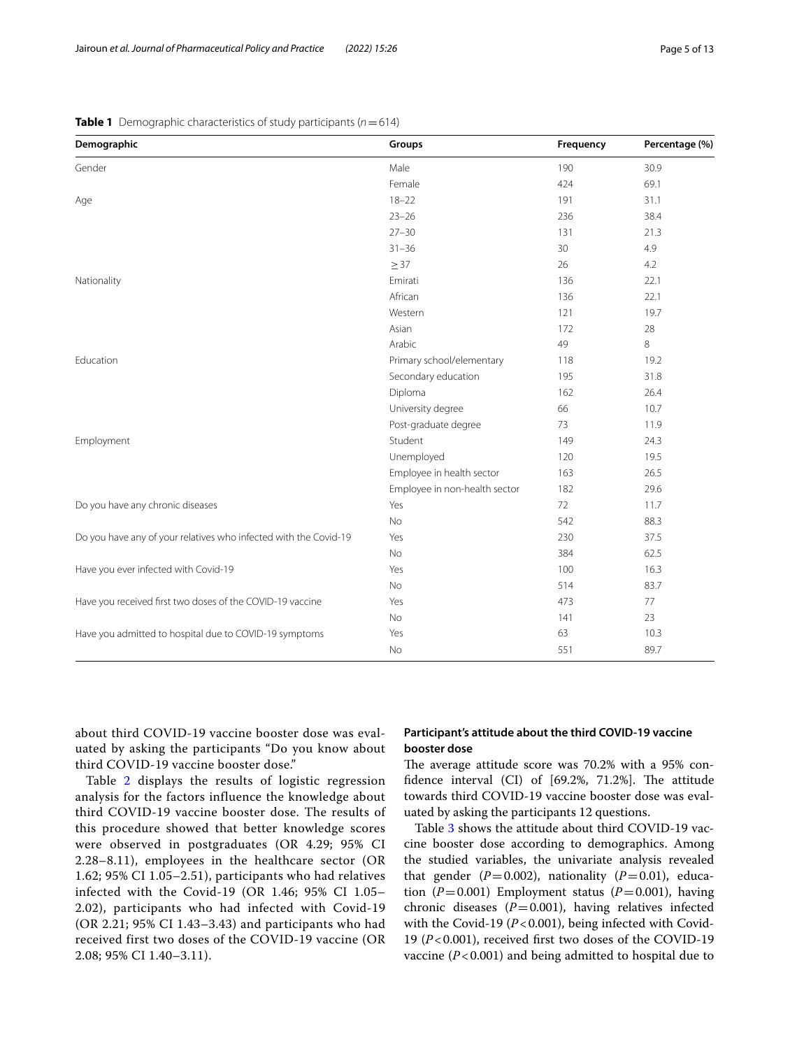**Table 1** Demographic characteristics of study participants ($n = 614$)

| Demographic | Groups | Frequency | Percentage (%) |
|---|---|---|---|
| Gender | Male | 190 | 30.9 |
| | Female | 424 | 69.1 |
| Age | 18–22 | 191 | 31.1 |
| | 23–26 | 236 | 38.4 |
| | 27–30 | 131 | 21.3 |
| | 31–36 | 30 | 4.9 |
| | ≥ 37 | 26 | 4.2 |
| Nationality | Emirati | 136 | 22.1 |
| | African | 136 | 22.1 |
| | Western | 121 | 19.7 |
| | Asian | 172 | 28 |
| | Arabic | 49 | 8 |
| Education | Primary school/elementary | 118 | 19.2 |
| | Secondary education | 195 | 31.8 |
| | Diploma | 162 | 26.4 |
| | University degree | 66 | 10.7 |
| | Post-graduate degree | 73 | 11.9 |
| Employment | Student | 149 | 24.3 |
| | Unemployed | 120 | 19.5 |
| | Employee in health sector | 163 | 26.5 |
| | Employee in non-health sector | 182 | 29.6 |
| Do you have any chronic diseases | Yes | 72 | 11.7 |
| | No | 542 | 88.3 |
| Do you have any of your relatives who infected with the Covid-19 | Yes | 230 | 37.5 |
| | No | 384 | 62.5 |
| Have you ever infected with Covid-19 | Yes | 100 | 16.3 |
| | No | 514 | 83.7 |
| Have you received first two doses of the COVID-19 vaccine | Yes | 473 | 77 |
| | No | 141 | 23 |
| Have you admitted to hospital due to COVID-19 symptoms | Yes | 63 | 10.3 |
| | No | 551 | 89.7 |

about third COVID-19 vaccine booster dose was evaluated by asking the participants "Do you know about third COVID-19 vaccine booster dose."

Table 2 displays the results of logistic regression analysis for the factors influence the knowledge about third COVID-19 vaccine booster dose. The results of this procedure showed that better knowledge scores were observed in postgraduates (OR 4.29; 95% CI 2.28–8.11), employees in the healthcare sector (OR 1.62; 95% CI 1.05–2.51), participants who had relatives infected with the Covid-19 (OR 1.46; 95% CI 1.05–2.02), participants who had infected with Covid-19 (OR 2.21; 95% CI 1.43–3.43) and participants who had received first two doses of the COVID-19 vaccine (OR 2.08; 95% CI 1.40–3.11).

### Participant's attitude about the third COVID-19 vaccine booster dose

The average attitude score was 70.2% with a 95% confidence interval (CI) of [69.2%, 71.2%]. The attitude towards third COVID-19 vaccine booster dose was evaluated by asking the participants 12 questions.

Table 3 shows the attitude about third COVID-19 vaccine booster dose according to demographics. Among the studied variables, the univariate analysis revealed that gender ($P = 0.002$), nationality ($P = 0.01$), education ($P = 0.001$) Employment status ($P = 0.001$), having chronic diseases ($P = 0.001$), having relatives infected with the Covid-19 ($P < 0.001$), being infected with Covid-19 ($P < 0.001$), received first two doses of the COVID-19 vaccine ($P < 0.001$) and being admitted to hospital due to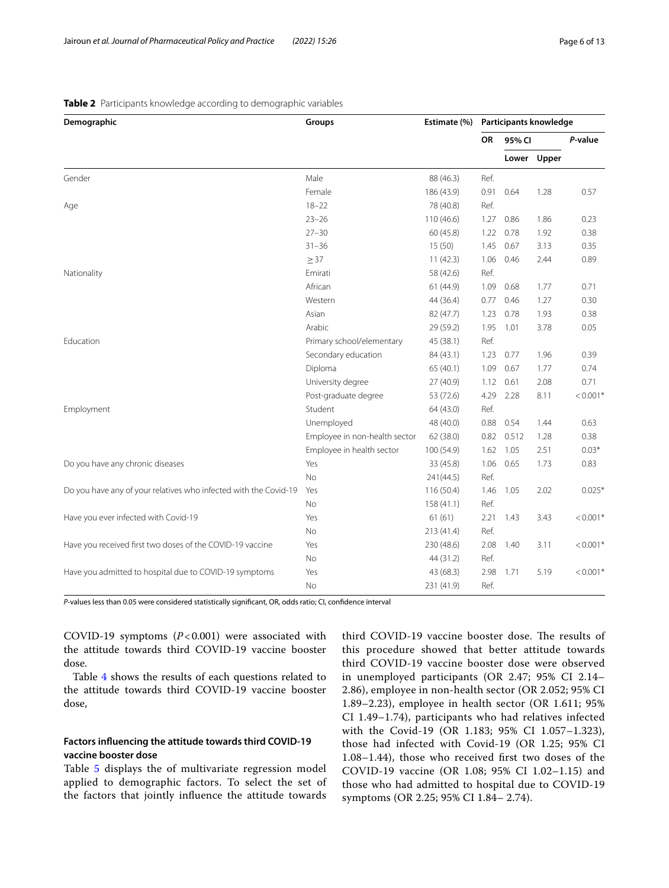**Table 2** Participants knowledge according to demographic variables

| Demographic | Groups | Estimate (%) | Participants knowledge | | | |
|---|---|---|---|---|---|---|
| | | | OR | 95% CI | | *P*-value |
| | | | | Lower | Upper | |
| Gender | Male | 88 (46.3) | Ref. | | | |
| | Female | 186 (43.9) | 0.91 | 0.64 | 1.28 | 0.57 |
| Age | 18–22 | 78 (40.8) | Ref. | | | |
| | 23–26 | 110 (46.6) | 1.27 | 0.86 | 1.86 | 0.23 |
| | 27–30 | 60 (45.8) | 1.22 | 0.78 | 1.92 | 0.38 |
| | 31–36 | 15 (50) | 1.45 | 0.67 | 3.13 | 0.35 |
| | ≥ 37 | 11 (42.3) | 1.06 | 0.46 | 2.44 | 0.89 |
| Nationality | Emirati | 58 (42.6) | Ref. | | | |
| | African | 61 (44.9) | 1.09 | 0.68 | 1.77 | 0.71 |
| | Western | 44 (36.4) | 0.77 | 0.46 | 1.27 | 0.30 |
| | Asian | 82 (47.7) | 1.23 | 0.78 | 1.93 | 0.38 |
| | Arabic | 29 (59.2) | 1.95 | 1.01 | 3.78 | 0.05 |
| Education | Primary school/elementary | 45 (38.1) | Ref. | | | |
| | Secondary education | 84 (43.1) | 1.23 | 0.77 | 1.96 | 0.39 |
| | Diploma | 65 (40.1) | 1.09 | 0.67 | 1.77 | 0.74 |
| | University degree | 27 (40.9) | 1.12 | 0.61 | 2.08 | 0.71 |
| | Post-graduate degree | 53 (72.6) | 4.29 | 2.28 | 8.11 | < 0.001* |
| Employment | Student | 64 (43.0) | Ref. | | | |
| | Unemployed | 48 (40.0) | 0.88 | 0.54 | 1.44 | 0.63 |
| | Employee in non-health sector | 62 (38.0) | 0.82 | 0.512 | 1.28 | 0.38 |
| | Employee in health sector | 100 (54.9) | 1.62 | 1.05 | 2.51 | 0.03* |
| Do you have any chronic diseases | Yes | 33 (45.8) | 1.06 | 0.65 | 1.73 | 0.83 |
| | No | 241(44.5) | Ref. | | | |
| Do you have any of your relatives who infected with the Covid-19 | Yes | 116 (50.4) | 1.46 | 1.05 | 2.02 | 0.025* |
| | No | 158 (41.1) | Ref. | | | |
| Have you ever infected with Covid-19 | Yes | 61 (61) | 2.21 | 1.43 | 3.43 | < 0.001* |
| | No | 213 (41.4) | Ref. | | | |
| Have you received first two doses of the COVID-19 vaccine | Yes | 230 (48.6) | 2.08 | 1.40 | 3.11 | < 0.001* |
| | No | 44 (31.2) | Ref. | | | |
| Have you admitted to hospital due to COVID-19 symptoms | Yes | 43 (68.3) | 2.98 | 1.71 | 5.19 | < 0.001* |
| | No | 231 (41.9) | Ref. | | | |

*P*-values less than 0.05 were considered statistically significant, OR, odds ratio; CI, confidence interval

COVID-19 symptoms ($P < 0.001$) were associated with the attitude towards third COVID-19 vaccine booster dose.

Table 4 shows the results of each questions related to the attitude towards third COVID-19 vaccine booster dose,

### Factors influencing the attitude towards third COVID-19 vaccine booster dose

Table 5 displays the of multivariate regression model applied to demographic factors. To select the set of the factors that jointly influence the attitude towards third COVID-19 vaccine booster dose. The results of this procedure showed that better attitude towards third COVID-19 vaccine booster dose were observed in unemployed participants (OR 2.47; 95% CI 2.14–2.86), employee in non-health sector (OR 2.052; 95% CI 1.89–2.23), employee in health sector (OR 1.611; 95% CI 1.49–1.74), participants who had relatives infected with the Covid-19 (OR 1.183; 95% CI 1.057–1.323), those had infected with Covid-19 (OR 1.25; 95% CI 1.08–1.44), those who received first two doses of the COVID-19 vaccine (OR 1.08; 95% CI 1.02–1.15) and those who had admitted to hospital due to COVID-19 symptoms (OR 2.25; 95% CI 1.84– 2.74).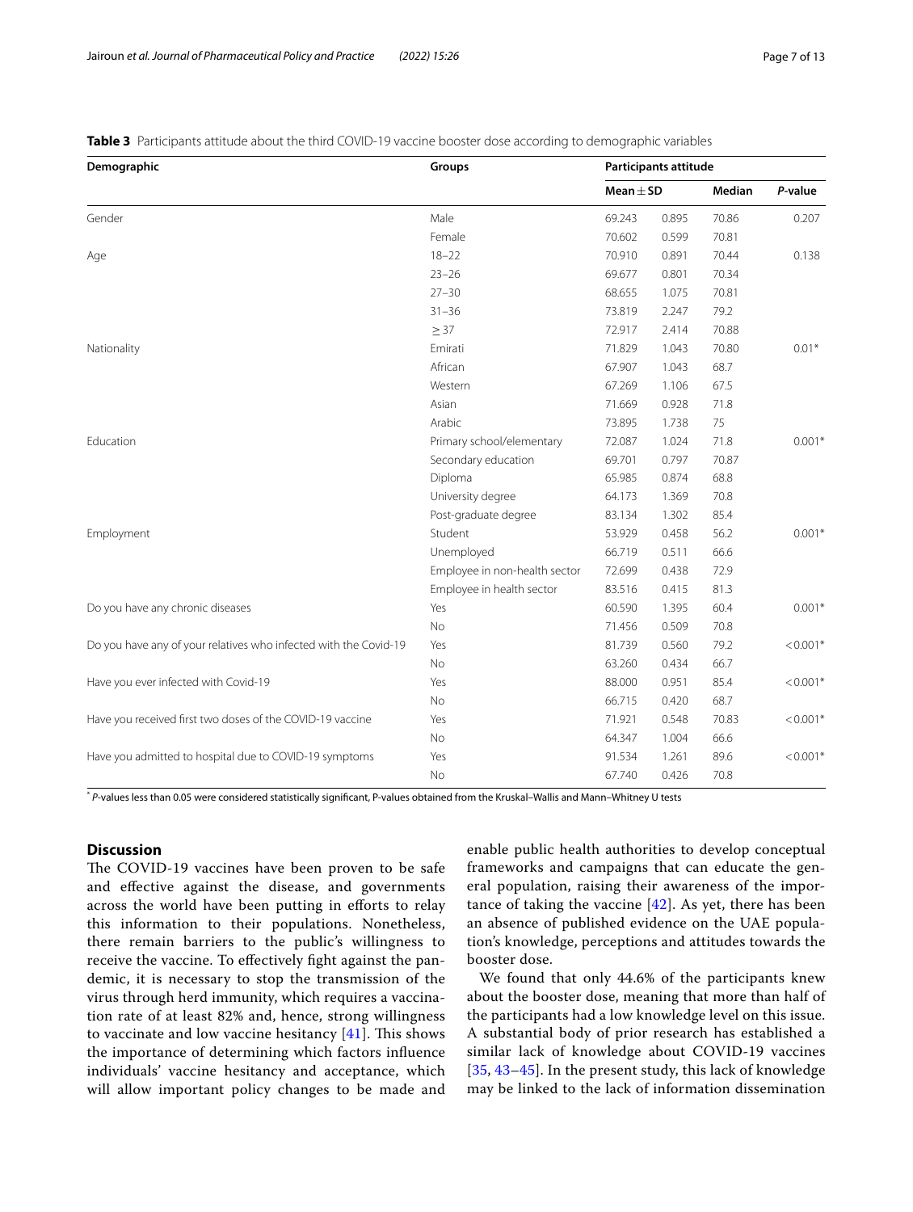**Table 3** Participants attitude about the third COVID-19 vaccine booster dose according to demographic variables

| Demographic | Groups | Participants attitude | | | |
|---|---|---|---|---|---|
| | | Mean ± SD | | Median | *P*-value |
| Gender | Male | 69.243 | 0.895 | 70.86 | 0.207 |
| | Female | 70.602 | 0.599 | 70.81 | |
| Age | 18–22 | 70.910 | 0.891 | 70.44 | 0.138 |
| | 23–26 | 69.677 | 0.801 | 70.34 | |
| | 27–30 | 68.655 | 1.075 | 70.81 | |
| | 31–36 | 73.819 | 2.247 | 79.2 | |
| | ≥ 37 | 72.917 | 2.414 | 70.88 | |
| Nationality | Emirati | 71.829 | 1.043 | 70.80 | 0.01* |
| | African | 67.907 | 1.043 | 68.7 | |
| | Western | 67.269 | 1.106 | 67.5 | |
| | Asian | 71.669 | 0.928 | 71.8 | |
| | Arabic | 73.895 | 1.738 | 75 | |
| Education | Primary school/elementary | 72.087 | 1.024 | 71.8 | 0.001* |
| | Secondary education | 69.701 | 0.797 | 70.87 | |
| | Diploma | 65.985 | 0.874 | 68.8 | |
| | University degree | 64.173 | 1.369 | 70.8 | |
| | Post-graduate degree | 83.134 | 1.302 | 85.4 | |
| Employment | Student | 53.929 | 0.458 | 56.2 | 0.001* |
| | Unemployed | 66.719 | 0.511 | 66.6 | |
| | Employee in non-health sector | 72.699 | 0.438 | 72.9 | |
| | Employee in health sector | 83.516 | 0.415 | 81.3 | |
| Do you have any chronic diseases | Yes | 60.590 | 1.395 | 60.4 | 0.001* |
| | No | 71.456 | 0.509 | 70.8 | |
| Do you have any of your relatives who infected with the Covid-19 | Yes | 81.739 | 0.560 | 79.2 | < 0.001* |
| | No | 63.260 | 0.434 | 66.7 | |
| Have you ever infected with Covid-19 | Yes | 88.000 | 0.951 | 85.4 | < 0.001* |
| | No | 66.715 | 0.420 | 68.7 | |
| Have you received first two doses of the COVID-19 vaccine | Yes | 71.921 | 0.548 | 70.83 | < 0.001* |
| | No | 64.347 | 1.004 | 66.6 | |
| Have you admitted to hospital due to COVID-19 symptoms | Yes | 91.534 | 1.261 | 89.6 | < 0.001* |
| | No | 67.740 | 0.426 | 70.8 | |

\* *P*-values less than 0.05 were considered statistically significant, P-values obtained from the Kruskal–Wallis and Mann–Whitney U tests

## Discussion

The COVID-19 vaccines have been proven to be safe and effective against the disease, and governments across the world have been putting in efforts to relay this information to their populations. Nonetheless, there remain barriers to the public's willingness to receive the vaccine. To effectively fight against the pandemic, it is necessary to stop the transmission of the virus through herd immunity, which requires a vaccination rate of at least 82% and, hence, strong willingness to vaccinate and low vaccine hesitancy [41]. This shows the importance of determining which factors influence individuals' vaccine hesitancy and acceptance, which will allow important policy changes to be made and enable public health authorities to develop conceptual frameworks and campaigns that can educate the general population, raising their awareness of the importance of taking the vaccine [42]. As yet, there has been an absence of published evidence on the UAE population's knowledge, perceptions and attitudes towards the booster dose.

We found that only 44.6% of the participants knew about the booster dose, meaning that more than half of the participants had a low knowledge level on this issue. A substantial body of prior research has established a similar lack of knowledge about COVID-19 vaccines [35, 43–45]. In the present study, this lack of knowledge may be linked to the lack of information dissemination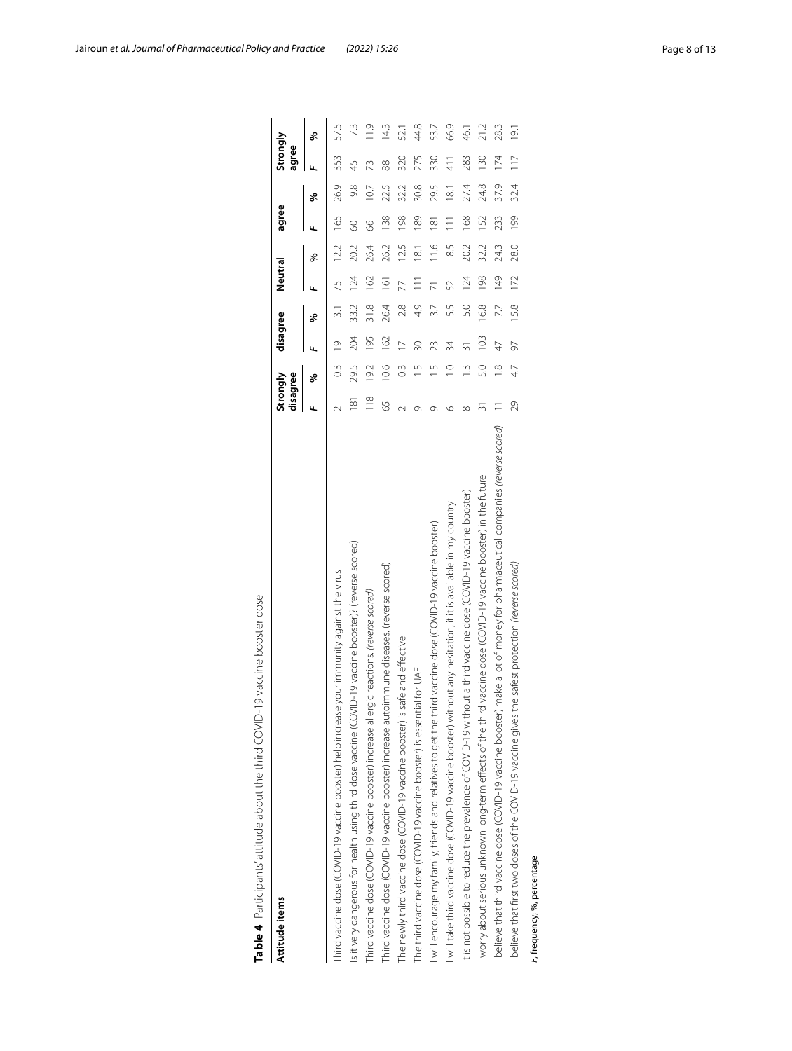**Table 4** Participants' attitude about the third COVID-19 vaccine booster dose

| Attitude items | Strongly disagree | | disagree | | Neutral | | agree | | Strongly agree | |
|---|---|---|---|---|---|---|---|---|---|---|
| | *F* | % | *F* | % | *F* | % | *F* | % | *F* | % |
| Third vaccine dose (COVID-19 vaccine booster) help increase your immunity against the virus | 2 | 0.3 | 19 | 3.1 | 75 | 12.2 | 165 | 26.9 | 353 | 57.5 |
| Is it very dangerous for health using third dose vaccine (COVID-19 vaccine booster)? (reverse scored) | 181 | 29.5 | 204 | 33.2 | 124 | 20.2 | 60 | 9.8 | 45 | 7.3 |
| Third vaccine dose (COVID-19 vaccine booster) increase allergic reactions. *(reverse scored)* | 118 | 19.2 | 195 | 31.8 | 162 | 26.4 | 66 | 10.7 | 73 | 11.9 |
| Third vaccine dose (COVID-19 vaccine booster) increase autoimmune diseases. (reverse scored) | 65 | 10.6 | 162 | 26.4 | 161 | 26.2 | 138 | 22.5 | 88 | 14.3 |
| The newly third vaccine dose (COVID-19 vaccine booster) is safe and effective | 2 | 0.3 | 17 | 2.8 | 77 | 12.5 | 198 | 32.2 | 320 | 52.1 |
| The third vaccine dose (COVID-19 vaccine booster) is essential for UAE | 9 | 1.5 | 30 | 4.9 | 111 | 18.1 | 189 | 30.8 | 275 | 44.8 |
| I will encourage my family, friends and relatives to get the third vaccine dose (COVID-19 vaccine booster) | 9 | 1.5 | 23 | 3.7 | 71 | 11.6 | 181 | 29.5 | 330 | 53.7 |
| I will take third vaccine dose (COVID-19 vaccine booster) without any hesitation, if it is available in my country | 6 | 1.0 | 34 | 5.5 | 52 | 8.5 | 111 | 18.1 | 411 | 66.9 |
| It is not possible to reduce the prevalence of COVID-19 without a third vaccine dose (COVID-19 vaccine booster) | 8 | 1.3 | 31 | 5.0 | 124 | 20.2 | 168 | 27.4 | 283 | 46.1 |
| I worry about serious unknown long-term effects of the third vaccine dose (COVID-19 vaccine booster) in the future | 31 | 5.0 | 103 | 16.8 | 198 | 32.2 | 152 | 24.8 | 130 | 21.2 |
| I believe that third vaccine dose (COVID-19 vaccine booster) make a lot of money for pharmaceutical companies *(reverse scored)* | 11 | 1.8 | 47 | 7.7 | 149 | 24.3 | 233 | 37.9 | 174 | 28.3 |
| I believe that first two doses of the COVID-19 vaccine gives the safest protection *(reverse scored)* | 29 | 4.7 | 97 | 15.8 | 172 | 28.0 | 199 | 32.4 | 117 | 19.1 |

*F*, frequency; %, percentage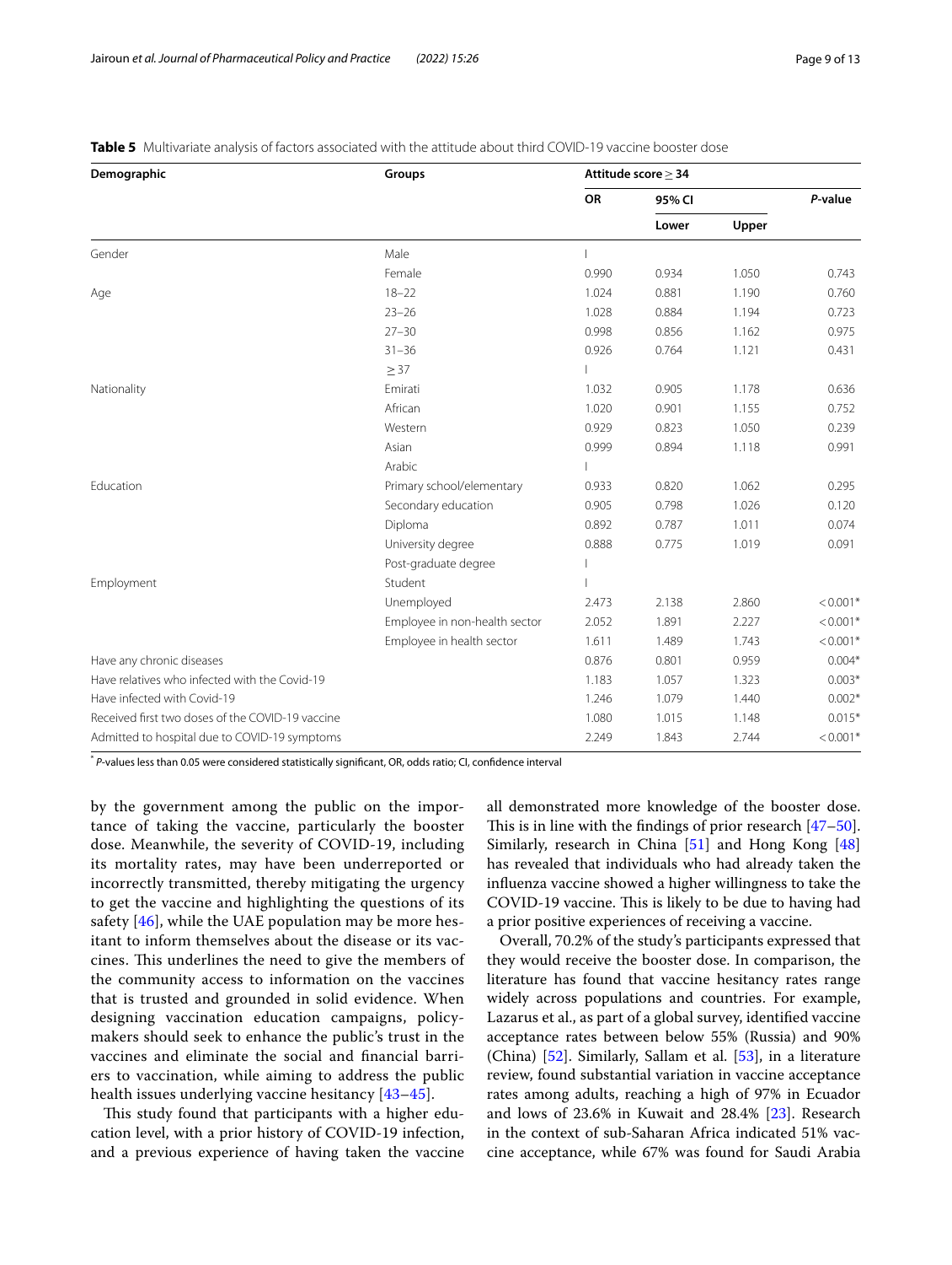**Table 5** Multivariate analysis of factors associated with the attitude about third COVID-19 vaccine booster dose

| Demographic | Groups | Attitude score ≥ 34 | | | |
|---|---|---|---|---|---|
| | | OR | 95% CI | | *P*-value |
| | | | Lower | Upper | |
| Gender | Male | I | | | |
| | Female | 0.990 | 0.934 | 1.050 | 0.743 |
| Age | 18–22 | 1.024 | 0.881 | 1.190 | 0.760 |
| | 23–26 | 1.028 | 0.884 | 1.194 | 0.723 |
| | 27–30 | 0.998 | 0.856 | 1.162 | 0.975 |
| | 31–36 | 0.926 | 0.764 | 1.121 | 0.431 |
| | ≥ 37 | I | | | |
| Nationality | Emirati | 1.032 | 0.905 | 1.178 | 0.636 |
| | African | 1.020 | 0.901 | 1.155 | 0.752 |
| | Western | 0.929 | 0.823 | 1.050 | 0.239 |
| | Asian | 0.999 | 0.894 | 1.118 | 0.991 |
| | Arabic | I | | | |
| Education | Primary school/elementary | 0.933 | 0.820 | 1.062 | 0.295 |
| | Secondary education | 0.905 | 0.798 | 1.026 | 0.120 |
| | Diploma | 0.892 | 0.787 | 1.011 | 0.074 |
| | University degree | 0.888 | 0.775 | 1.019 | 0.091 |
| | Post-graduate degree | I | | | |
| Employment | Student | I | | | |
| | Unemployed | 2.473 | 2.138 | 2.860 | < 0.001* |
| | Employee in non-health sector | 2.052 | 1.891 | 2.227 | < 0.001* |
| | Employee in health sector | 1.611 | 1.489 | 1.743 | < 0.001* |
| Have any chronic diseases | | 0.876 | 0.801 | 0.959 | 0.004* |
| Have relatives who infected with the Covid-19 | | 1.183 | 1.057 | 1.323 | 0.003* |
| Have infected with Covid-19 | | 1.246 | 1.079 | 1.440 | 0.002* |
| Received first two doses of the COVID-19 vaccine | | 1.080 | 1.015 | 1.148 | 0.015* |
| Admitted to hospital due to COVID-19 symptoms | | 2.249 | 1.843 | 2.744 | < 0.001* |

\* *P*-values less than 0.05 were considered statistically significant, OR, odds ratio; CI, confidence interval

by the government among the public on the importance of taking the vaccine, particularly the booster dose. Meanwhile, the severity of COVID-19, including its mortality rates, may have been underreported or incorrectly transmitted, thereby mitigating the urgency to get the vaccine and highlighting the questions of its safety [46], while the UAE population may be more hesitant to inform themselves about the disease or its vaccines. This underlines the need to give the members of the community access to information on the vaccines that is trusted and grounded in solid evidence. When designing vaccination education campaigns, policymakers should seek to enhance the public's trust in the vaccines and eliminate the social and financial barriers to vaccination, while aiming to address the public health issues underlying vaccine hesitancy [43–45].

This study found that participants with a higher education level, with a prior history of COVID-19 infection, and a previous experience of having taken the vaccine all demonstrated more knowledge of the booster dose. This is in line with the findings of prior research [47–50]. Similarly, research in China [51] and Hong Kong [48] has revealed that individuals who had already taken the influenza vaccine showed a higher willingness to take the COVID-19 vaccine. This is likely to be due to having had a prior positive experiences of receiving a vaccine.

Overall, 70.2% of the study's participants expressed that they would receive the booster dose. In comparison, the literature has found that vaccine hesitancy rates range widely across populations and countries. For example, Lazarus et al., as part of a global survey, identified vaccine acceptance rates between below 55% (Russia) and 90% (China) [52]. Similarly, Sallam et al. [53], in a literature review, found substantial variation in vaccine acceptance rates among adults, reaching a high of 97% in Ecuador and lows of 23.6% in Kuwait and 28.4% [23]. Research in the context of sub-Saharan Africa indicated 51% vaccine acceptance, while 67% was found for Saudi Arabia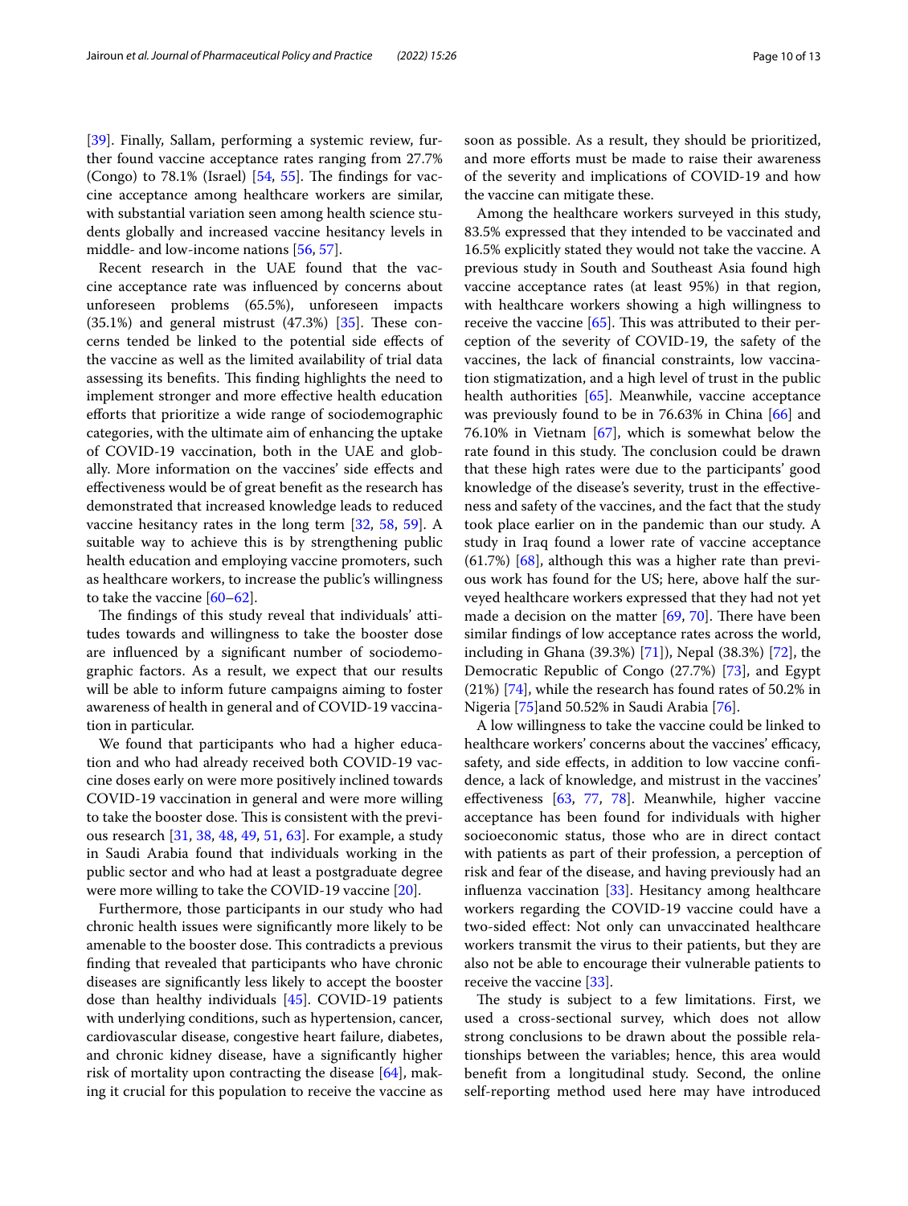[39]. Finally, Sallam, performing a systemic review, further found vaccine acceptance rates ranging from 27.7% (Congo) to 78.1% (Israel) [54, 55]. The findings for vaccine acceptance among healthcare workers are similar, with substantial variation seen among health science students globally and increased vaccine hesitancy levels in middle- and low-income nations [56, 57].

Recent research in the UAE found that the vaccine acceptance rate was influenced by concerns about unforeseen problems (65.5%), unforeseen impacts (35.1%) and general mistrust (47.3%) [35]. These concerns tended be linked to the potential side effects of the vaccine as well as the limited availability of trial data assessing its benefits. This finding highlights the need to implement stronger and more effective health education efforts that prioritize a wide range of sociodemographic categories, with the ultimate aim of enhancing the uptake of COVID-19 vaccination, both in the UAE and globally. More information on the vaccines' side effects and effectiveness would be of great benefit as the research has demonstrated that increased knowledge leads to reduced vaccine hesitancy rates in the long term [32, 58, 59]. A suitable way to achieve this is by strengthening public health education and employing vaccine promoters, such as healthcare workers, to increase the public's willingness to take the vaccine [60–62].

The findings of this study reveal that individuals' attitudes towards and willingness to take the booster dose are influenced by a significant number of sociodemographic factors. As a result, we expect that our results will be able to inform future campaigns aiming to foster awareness of health in general and of COVID-19 vaccination in particular.

We found that participants who had a higher education and who had already received both COVID-19 vaccine doses early on were more positively inclined towards COVID-19 vaccination in general and were more willing to take the booster dose. This is consistent with the previous research [31, 38, 48, 49, 51, 63]. For example, a study in Saudi Arabia found that individuals working in the public sector and who had at least a postgraduate degree were more willing to take the COVID-19 vaccine [20].

Furthermore, those participants in our study who had chronic health issues were significantly more likely to be amenable to the booster dose. This contradicts a previous finding that revealed that participants who have chronic diseases are significantly less likely to accept the booster dose than healthy individuals [45]. COVID-19 patients with underlying conditions, such as hypertension, cancer, cardiovascular disease, congestive heart failure, diabetes, and chronic kidney disease, have a significantly higher risk of mortality upon contracting the disease [64], making it crucial for this population to receive the vaccine as soon as possible. As a result, they should be prioritized, and more efforts must be made to raise their awareness of the severity and implications of COVID-19 and how the vaccine can mitigate these.

Among the healthcare workers surveyed in this study, 83.5% expressed that they intended to be vaccinated and 16.5% explicitly stated they would not take the vaccine. A previous study in South and Southeast Asia found high vaccine acceptance rates (at least 95%) in that region, with healthcare workers showing a high willingness to receive the vaccine [65]. This was attributed to their perception of the severity of COVID-19, the safety of the vaccines, the lack of financial constraints, low vaccination stigmatization, and a high level of trust in the public health authorities [65]. Meanwhile, vaccine acceptance was previously found to be in 76.63% in China [66] and 76.10% in Vietnam [67], which is somewhat below the rate found in this study. The conclusion could be drawn that these high rates were due to the participants' good knowledge of the disease's severity, trust in the effectiveness and safety of the vaccines, and the fact that the study took place earlier on in the pandemic than our study. A study in Iraq found a lower rate of vaccine acceptance (61.7%) [68], although this was a higher rate than previous work has found for the US; here, above half the surveyed healthcare workers expressed that they had not yet made a decision on the matter [69, 70]. There have been similar findings of low acceptance rates across the world, including in Ghana (39.3%) [71]), Nepal (38.3%) [72], the Democratic Republic of Congo (27.7%) [73], and Egypt (21%) [74], while the research has found rates of 50.2% in Nigeria [75]and 50.52% in Saudi Arabia [76].

A low willingness to take the vaccine could be linked to healthcare workers' concerns about the vaccines' efficacy, safety, and side effects, in addition to low vaccine confidence, a lack of knowledge, and mistrust in the vaccines' effectiveness [63, 77, 78]. Meanwhile, higher vaccine acceptance has been found for individuals with higher socioeconomic status, those who are in direct contact with patients as part of their profession, a perception of risk and fear of the disease, and having previously had an influenza vaccination [33]. Hesitancy among healthcare workers regarding the COVID-19 vaccine could have a two-sided effect: Not only can unvaccinated healthcare workers transmit the virus to their patients, but they are also not be able to encourage their vulnerable patients to receive the vaccine [33].

The study is subject to a few limitations. First, we used a cross-sectional survey, which does not allow strong conclusions to be drawn about the possible relationships between the variables; hence, this area would benefit from a longitudinal study. Second, the online self-reporting method used here may have introduced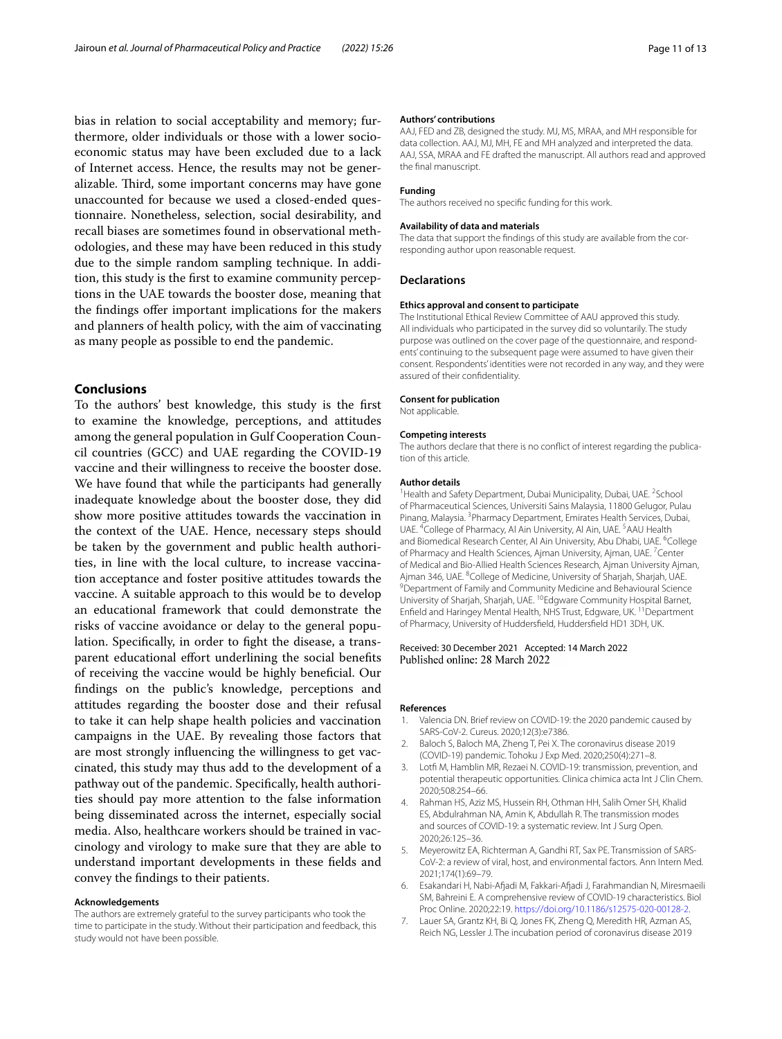bias in relation to social acceptability and memory; furthermore, older individuals or those with a lower socioeconomic status may have been excluded due to a lack of Internet access. Hence, the results may not be generalizable. Third, some important concerns may have gone unaccounted for because we used a closed-ended questionnaire. Nonetheless, selection, social desirability, and recall biases are sometimes found in observational methodologies, and these may have been reduced in this study due to the simple random sampling technique. In addition, this study is the first to examine community perceptions in the UAE towards the booster dose, meaning that the findings offer important implications for the makers and planners of health policy, with the aim of vaccinating as many people as possible to end the pandemic.

## Conclusions

To the authors' best knowledge, this study is the first to examine the knowledge, perceptions, and attitudes among the general population in Gulf Cooperation Council countries (GCC) and UAE regarding the COVID-19 vaccine and their willingness to receive the booster dose. We have found that while the participants had generally inadequate knowledge about the booster dose, they did show more positive attitudes towards the vaccination in the context of the UAE. Hence, necessary steps should be taken by the government and public health authorities, in line with the local culture, to increase vaccination acceptance and foster positive attitudes towards the vaccine. A suitable approach to this would be to develop an educational framework that could demonstrate the risks of vaccine avoidance or delay to the general population. Specifically, in order to fight the disease, a transparent educational effort underlining the social benefits of receiving the vaccine would be highly beneficial. Our findings on the public's knowledge, perceptions and attitudes regarding the booster dose and their refusal to take it can help shape health policies and vaccination campaigns in the UAE. By revealing those factors that are most strongly influencing the willingness to get vaccinated, this study may thus add to the development of a pathway out of the pandemic. Specifically, health authorities should pay more attention to the false information being disseminated across the internet, especially social media. Also, healthcare workers should be trained in vaccinology and virology to make sure that they are able to understand important developments in these fields and convey the findings to their patients.

#### Acknowledgements

The authors are extremely grateful to the survey participants who took the time to participate in the study. Without their participation and feedback, this study would not have been possible.

#### Authors' contributions

AAJ, FED and ZB, designed the study. MJ, MS, MRAA, and MH responsible for data collection. AAJ, MJ, MH, FE and MH analyzed and interpreted the data. AAJ, SSA, MRAA and FE drafted the manuscript. All authors read and approved the final manuscript.

#### Funding

The authors received no specific funding for this work.

#### Availability of data and materials

The data that support the findings of this study are available from the corresponding author upon reasonable request.

### Declarations

#### Ethics approval and consent to participate

The Institutional Ethical Review Committee of AAU approved this study. All individuals who participated in the survey did so voluntarily. The study purpose was outlined on the cover page of the questionnaire, and respondents' continuing to the subsequent page were assumed to have given their consent. Respondents' identities were not recorded in any way, and they were assured of their confidentiality.

#### Consent for publication

Not applicable.

#### Competing interests

The authors declare that there is no conflict of interest regarding the publication of this article.

#### Author details

[1]Health and Safety Department, Dubai Municipality, Dubai, UAE. [2]School of Pharmaceutical Sciences, Universiti Sains Malaysia, 11800 Gelugor, Pulau Pinang, Malaysia. [3]Pharmacy Department, Emirates Health Services, Dubai, UAE. [4]College of Pharmacy, Al Ain University, Al Ain, UAE. [5]AAU Health and Biomedical Research Center, Al Ain University, Abu Dhabi, UAE. [6]College of Pharmacy and Health Sciences, Ajman University, Ajman, UAE. [7]Center of Medical and Bio-Allied Health Sciences Research, Ajman University Ajman, Ajman 346, UAE. [8]College of Medicine, University of Sharjah, Sharjah, UAE. [9]Department of Family and Community Medicine and Behavioural Science University of Sharjah, Sharjah, UAE. [10]Edgware Community Hospital Barnet, Enfield and Haringey Mental Health, NHS Trust, Edgware, UK. [11]Department of Pharmacy, University of Huddersfield, Huddersfield HD1 3DH, UK.

Received: 30 December 2021 Accepted: 14 March 2022
Published online: 28 March 2022

#### References

1. Valencia DN. Brief review on COVID-19: the 2020 pandemic caused by SARS-CoV-2. Cureus. 2020;12(3):e7386.
2. Baloch S, Baloch MA, Zheng T, Pei X. The coronavirus disease 2019 (COVID-19) pandemic. Tohoku J Exp Med. 2020;250(4):271–8.
3. Lotfi M, Hamblin MR, Rezaei N. COVID-19: transmission, prevention, and potential therapeutic opportunities. Clinica chimica acta Int J Clin Chem. 2020;508:254–66.
4. Rahman HS, Aziz MS, Hussein RH, Othman HH, Salih Omer SH, Khalid ES, Abdulrahman NA, Amin K, Abdullah R. The transmission modes and sources of COVID-19: a systematic review. Int J Surg Open. 2020;26:125–36.
5. Meyerowitz EA, Richterman A, Gandhi RT, Sax PE. Transmission of SARS-CoV-2: a review of viral, host, and environmental factors. Ann Intern Med. 2021;174(1):69–79.
6. Esakandari H, Nabi-Afjadi M, Fakkari-Afjadi J, Farahmandian N, Miresmaeili SM, Bahreini E. A comprehensive review of COVID-19 characteristics. Biol Proc Online. 2020;22:19. https://doi.org/10.1186/s12575-020-00128-2.
7. Lauer SA, Grantz KH, Bi Q, Jones FK, Zheng Q, Meredith HR, Azman AS, Reich NG, Lessler J. The incubation period of coronavirus disease 2019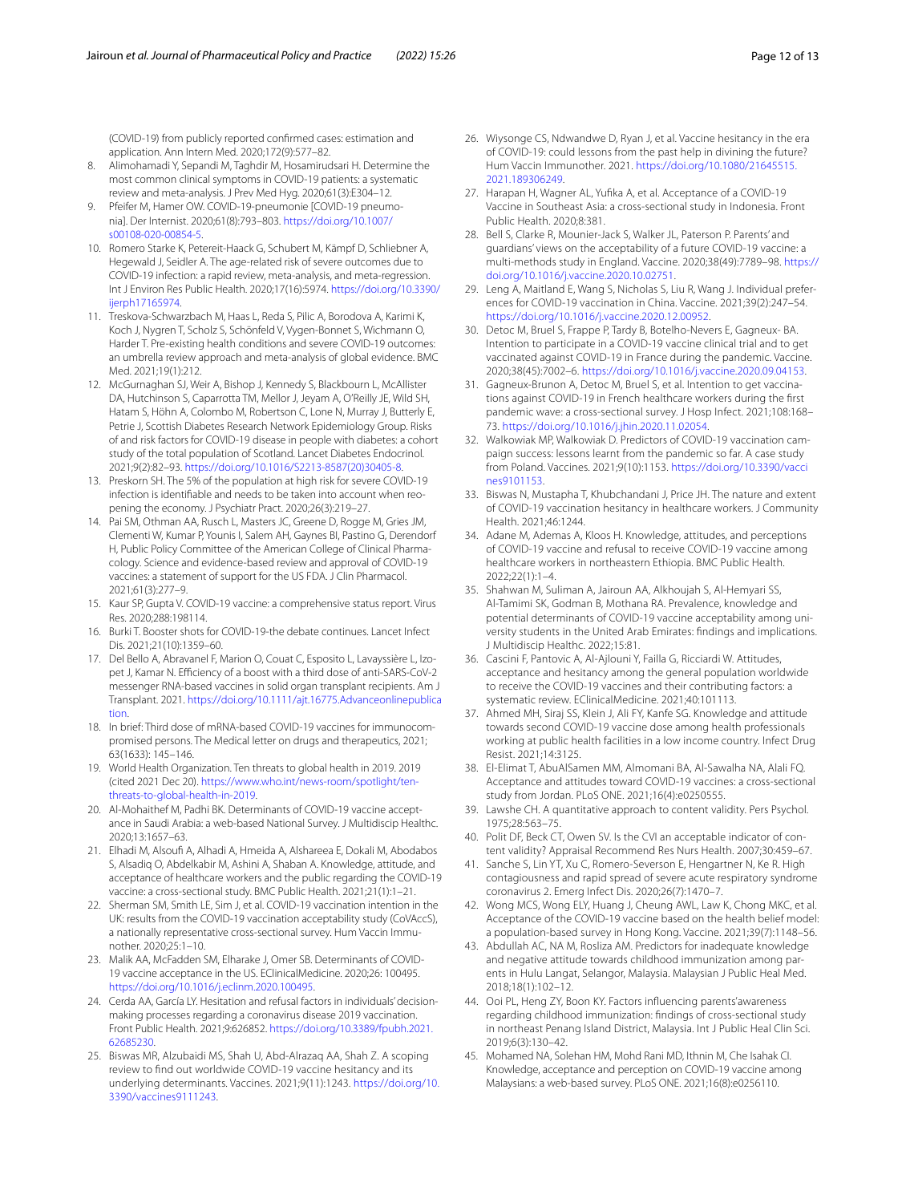(COVID-19) from publicly reported confirmed cases: estimation and application. Ann Intern Med. 2020;172(9):577–82.

8. Alimohamadi Y, Sepandi M, Taghdir M, Hosamirudsari H. Determine the most common clinical symptoms in COVID-19 patients: a systematic review and meta-analysis. J Prev Med Hyg. 2020;61(3):E304–12.
9. Pfeifer M, Hamer OW. COVID-19-pneumonie [COVID-19 pneumonia]. Der Internist. 2020;61(8):793–803. https://doi.org/10.1007/s00108-020-00854-5.
10. Romero Starke K, Petereit-Haack G, Schubert M, Kämpf D, Schliebner A, Hegewald J, Seidler A. The age-related risk of severe outcomes due to COVID-19 infection: a rapid review, meta-analysis, and meta-regression. Int J Environ Res Public Health. 2020;17(16):5974. https://doi.org/10.3390/ijerph17165974.
11. Treskova-Schwarzbach M, Haas L, Reda S, Pilic A, Borodova A, Karimi K, Koch J, Nygren T, Scholz S, Schönfeld V, Vygen-Bonnet S, Wichmann O, Harder T. Pre-existing health conditions and severe COVID-19 outcomes: an umbrella review approach and meta-analysis of global evidence. BMC Med. 2021;19(1):212.
12. McGurnaghan SJ, Weir A, Bishop J, Kennedy S, Blackbourn L, McAllister DA, Hutchinson S, Caparrotta TM, Mellor J, Jeyam A, O'Reilly JE, Wild SH, Hatam S, Höhn A, Colombo M, Robertson C, Lone N, Murray J, Butterly E, Petrie J, Scottish Diabetes Research Network Epidemiology Group. Risks of and risk factors for COVID-19 disease in people with diabetes: a cohort study of the total population of Scotland. Lancet Diabetes Endocrinol. 2021;9(2):82–93. https://doi.org/10.1016/S2213-8587(20)30405-8.
13. Preskorn SH. The 5% of the population at high risk for severe COVID-19 infection is identifiable and needs to be taken into account when reopening the economy. J Psychiatr Pract. 2020;26(3):219–27.
14. Pai SM, Othman AA, Rusch L, Masters JC, Greene D, Rogge M, Gries JM, Clementi W, Kumar P, Younis I, Salem AH, Gaynes BI, Pastino G, Derendorf H, Public Policy Committee of the American College of Clinical Pharmacology. Science and evidence-based review and approval of COVID-19 vaccines: a statement of support for the US FDA. J Clin Pharmacol. 2021;61(3):277–9.
15. Kaur SP, Gupta V. COVID-19 vaccine: a comprehensive status report. Virus Res. 2020;288:198114.
16. Burki T. Booster shots for COVID-19-the debate continues. Lancet Infect Dis. 2021;21(10):1359–60.
17. Del Bello A, Abravanel F, Marion O, Couat C, Esposito L, Lavayssière L, Izopet J, Kamar N. Efficiency of a boost with a third dose of anti-SARS-CoV-2 messenger RNA-based vaccines in solid organ transplant recipients. Am J Transplant. 2021. https://doi.org/10.1111/ajt.16775.Advanceonlinepublication.
18. In brief: Third dose of mRNA-based COVID-19 vaccines for immunocompromised persons. The Medical letter on drugs and therapeutics, 2021; 63(1633): 145–146.
19. World Health Organization. Ten threats to global health in 2019. 2019 (cited 2021 Dec 20). https://www.who.int/news-room/spotlight/ten-threats-to-global-health-in-2019.
20. Al-Mohaithef M, Padhi BK. Determinants of COVID-19 vaccine acceptance in Saudi Arabia: a web-based National Survey. J Multidiscip Healthc. 2020;13:1657–63.
21. Elhadi M, Alsoufi A, Alhadi A, Hmeida A, Alshareea E, Dokali M, Abodabos S, Alsadiq O, Abdelkabir M, Ashini A, Shaban A. Knowledge, attitude, and acceptance of healthcare workers and the public regarding the COVID-19 vaccine: a cross-sectional study. BMC Public Health. 2021;21(1):1–21.
22. Sherman SM, Smith LE, Sim J, et al. COVID-19 vaccination intention in the UK: results from the COVID-19 vaccination acceptability study (CoVAccS), a nationally representative cross-sectional survey. Hum Vaccin Immunother. 2020;25:1–10.
23. Malik AA, McFadden SM, Elharake J, Omer SB. Determinants of COVID-19 vaccine acceptance in the US. EClinicalMedicine. 2020;26: 100495. https://doi.org/10.1016/j.eclinm.2020.100495.
24. Cerda AA, García LY. Hesitation and refusal factors in individuals' decision-making processes regarding a coronavirus disease 2019 vaccination. Front Public Health. 2021;9:626852. https://doi.org/10.3389/fpubh.2021.62685230.
25. Biswas MR, Alzubaidi MS, Shah U, Abd-Alrazaq AA, Shah Z. A scoping review to find out worldwide COVID-19 vaccine hesitancy and its underlying determinants. Vaccines. 2021;9(11):1243. https://doi.org/10.3390/vaccines9111243.
26. Wiysonge CS, Ndwandwe D, Ryan J, et al. Vaccine hesitancy in the era of COVID-19: could lessons from the past help in divining the future? Hum Vaccin Immunother. 2021. https://doi.org/10.1080/21645515.2021.189306249.
27. Harapan H, Wagner AL, Yufika A, et al. Acceptance of a COVID-19 Vaccine in Southeast Asia: a cross-sectional study in Indonesia. Front Public Health. 2020;8:381.
28. Bell S, Clarke R, Mounier-Jack S, Walker JL, Paterson P. Parents' and guardians' views on the acceptability of a future COVID-19 vaccine: a multi-methods study in England. Vaccine. 2020;38(49):7789–98. https://doi.org/10.1016/j.vaccine.2020.10.02751.
29. Leng A, Maitland E, Wang S, Nicholas S, Liu R, Wang J. Individual preferences for COVID-19 vaccination in China. Vaccine. 2021;39(2):247–54. https://doi.org/10.1016/j.vaccine.2020.12.00952.
30. Detoc M, Bruel S, Frappe P, Tardy B, Botelho-Nevers E, Gagneux- BA. Intention to participate in a COVID-19 vaccine clinical trial and to get vaccinated against COVID-19 in France during the pandemic. Vaccine. 2020;38(45):7002–6. https://doi.org/10.1016/j.vaccine.2020.09.04153.
31. Gagneux-Brunon A, Detoc M, Bruel S, et al. Intention to get vaccinations against COVID-19 in French healthcare workers during the first pandemic wave: a cross-sectional survey. J Hosp Infect. 2021;108:168–73. https://doi.org/10.1016/j.jhin.2020.11.02054.
32. Walkowiak MP, Walkowiak D. Predictors of COVID-19 vaccination campaign success: lessons learnt from the pandemic so far. A case study from Poland. Vaccines. 2021;9(10):1153. https://doi.org/10.3390/vaccines9101153.
33. Biswas N, Mustapha T, Khubchandani J, Price JH. The nature and extent of COVID-19 vaccination hesitancy in healthcare workers. J Community Health. 2021;46:1244.
34. Adane M, Ademas A, Kloos H. Knowledge, attitudes, and perceptions of COVID-19 vaccine and refusal to receive COVID-19 vaccine among healthcare workers in northeastern Ethiopia. BMC Public Health. 2022;22(1):1–4.
35. Shahwan M, Suliman A, Jairoun AA, Alkhoujah S, Al-Hemyari SS, Al-Tamimi SK, Godman B, Mothana RA. Prevalence, knowledge and potential determinants of COVID-19 vaccine acceptability among university students in the United Arab Emirates: findings and implications. J Multidiscip Healthc. 2022;15:81.
36. Cascini F, Pantovic A, Al-Ajlouni Y, Failla G, Ricciardi W. Attitudes, acceptance and hesitancy among the general population worldwide to receive the COVID-19 vaccines and their contributing factors: a systematic review. EClinicalMedicine. 2021;40:101113.
37. Ahmed MH, Siraj SS, Klein J, Ali FY, Kanfe SG. Knowledge and attitude towards second COVID-19 vaccine dose among health professionals working at public health facilities in a low income country. Infect Drug Resist. 2021;14:3125.
38. El-Elimat T, AbuAlSamen MM, Almomani BA, Al-Sawalha NA, Alali FQ. Acceptance and attitudes toward COVID-19 vaccines: a cross-sectional study from Jordan. PLoS ONE. 2021;16(4):e0250555.
39. Lawshe CH. A quantitative approach to content validity. Pers Psychol. 1975;28:563–75.
40. Polit DF, Beck CT, Owen SV. Is the CVI an acceptable indicator of content validity? Appraisal Recommend Res Nurs Health. 2007;30:459–67.
41. Sanche S, Lin YT, Xu C, Romero-Severson E, Hengartner N, Ke R. High contagiousness and rapid spread of severe acute respiratory syndrome coronavirus 2. Emerg Infect Dis. 2020;26(7):1470–7.
42. Wong MCS, Wong ELY, Huang J, Cheung AWL, Law K, Chong MKC, et al. Acceptance of the COVID-19 vaccine based on the health belief model: a population-based survey in Hong Kong. Vaccine. 2021;39(7):1148–56.
43. Abdullah AC, NA M, Rosliza AM. Predictors for inadequate knowledge and negative attitude towards childhood immunization among parents in Hulu Langat, Selangor, Malaysia. Malaysian J Public Heal Med. 2018;18(1):102–12.
44. Ooi PL, Heng ZY, Boon KY. Factors influencing parents'awareness regarding childhood immunization: findings of cross-sectional study in northeast Penang Island District, Malaysia. Int J Public Heal Clin Sci. 2019;6(3):130–42.
45. Mohamed NA, Solehan HM, Mohd Rani MD, Ithnin M, Che Isahak CI. Knowledge, acceptance and perception on COVID-19 vaccine among Malaysians: a web-based survey. PLoS ONE. 2021;16(8):e0256110.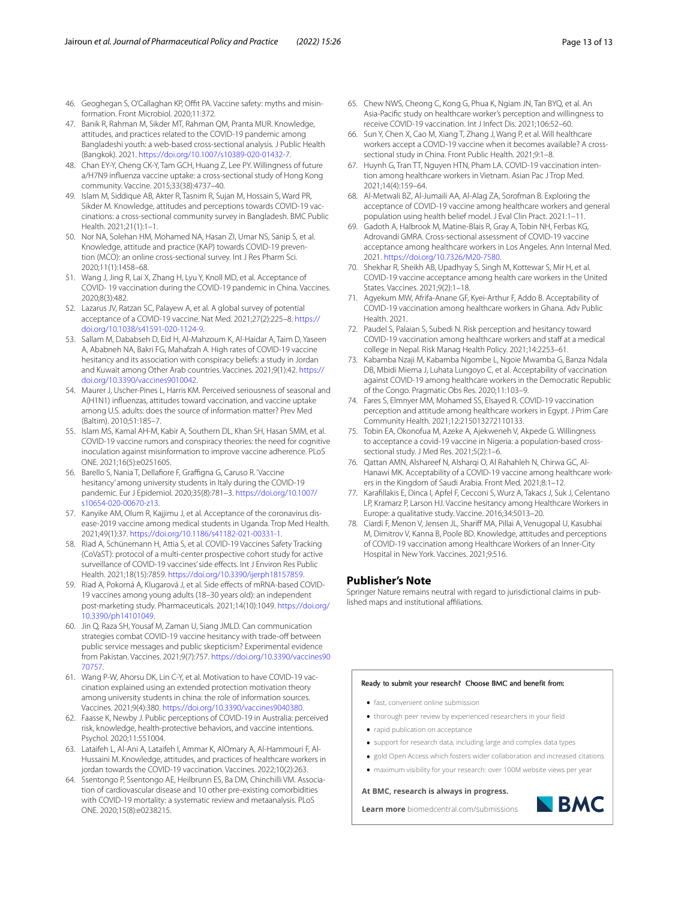46. Geoghegan S, O'Callaghan KP, Offit PA. Vaccine safety: myths and misinformation. Front Microbiol. 2020;11:372.
47. Banik R, Rahman M, Sikder MT, Rahman QM, Pranta MUR. Knowledge, attitudes, and practices related to the COVID-19 pandemic among Bangladeshi youth: a web-based cross-sectional analysis. J Public Health (Bangkok). 2021. https://doi.org/10.1007/s10389-020-01432-7.
48. Chan EY-Y, Cheng CK-Y, Tam GCH, Huang Z, Lee PY. Willingness of future a/H7N9 influenza vaccine uptake: a cross-sectional study of Hong Kong community. Vaccine. 2015;33(38):4737–40.
49. Islam M, Siddique AB, Akter R, Tasnim R, Sujan M, Hossain S, Ward PR, Sikder M. Knowledge, attitudes and perceptions towards COVID-19 vaccinations: a cross-sectional community survey in Bangladesh. BMC Public Health. 2021;21(1):1–1.
50. Nor NA, Solehan HM, Mohamed NA, Hasan ZI, Umar NS, Sanip S, et al. Knowledge, attitude and practice (KAP) towards COVID-19 prevention (MCO): an online cross-sectional survey. Int J Res Pharm Sci. 2020;11(1):1458–68.
51. Wang J, Jing R, Lai X, Zhang H, Lyu Y, Knoll MD, et al. Acceptance of COVID- 19 vaccination during the COVID-19 pandemic in China. Vaccines. 2020;8(3):482.
52. Lazarus JV, Ratzan SC, Palayew A, et al. A global survey of potential acceptance of a COVID-19 vaccine. Nat Med. 2021;27(2):225–8. https://doi.org/10.1038/s41591-020-1124-9.
53. Sallam M, Dababseh D, Eid H, Al-Mahzoum K, Al-Haidar A, Taim D, Yaseen A, Ababneh NA, Bakri FG, Mahafzah A. High rates of COVID-19 vaccine hesitancy and its association with conspiracy beliefs: a study in Jordan and Kuwait among Other Arab countries. Vaccines. 2021;9(1):42. https://doi.org/10.3390/vaccines9010042.
54. Maurer J, Uscher-Pines L, Harris KM. Perceived seriousness of seasonal and A(H1N1) influenzas, attitudes toward vaccination, and vaccine uptake among U.S. adults: does the source of information matter? Prev Med (Baltim). 2010;51:185–7.
55. Islam MS, Kamal AH-M, Kabir A, Southern DL, Khan SH, Hasan SMM, et al. COVID-19 vaccine rumors and conspiracy theories: the need for cognitive inoculation against misinformation to improve vaccine adherence. PLoS ONE. 2021;16(5):e0251605.
56. Barello S, Nania T, Dellafiore F, Graffigna G, Caruso R. 'Vaccine hesitancy' among university students in Italy during the COVID-19 pandemic. Eur J Epidemiol. 2020;35(8):781–3. https://doi.org/10.1007/s10654-020-00670-z13.
57. Kanyike AM, Olum R, Kajjimu J, et al. Acceptance of the coronavirus disease-2019 vaccine among medical students in Uganda. Trop Med Health. 2021;49(1):37. https://doi.org/10.1186/s41182-021-00331-1.
58. Riad A, Schünemann H, Attia S, et al. COVID-19 Vaccines Safety Tracking (CoVaST): protocol of a multi-center prospective cohort study for active surveillance of COVID-19 vaccines' side effects. Int J Environ Res Public Health. 2021;18(15):7859. https://doi.org/10.3390/ijerph18157859.
59. Riad A, Pokorná A, Klugarová J, et al. Side effects of mRNA-based COVID-19 vaccines among young adults (18–30 years old): an independent post-marketing study. Pharmaceuticals. 2021;14(10):1049. https://doi.org/10.3390/ph14101049.
60. Jin Q, Raza SH, Yousaf M, Zaman U, Siang JMLD. Can communication strategies combat COVID-19 vaccine hesitancy with trade-off between public service messages and public skepticism? Experimental evidence from Pakistan. Vaccines. 2021;9(7):757. https://doi.org/10.3390/vaccines9070757.
61. Wang P-W, Ahorsu DK, Lin C-Y, et al. Motivation to have COVID-19 vaccination explained using an extended protection motivation theory among university students in china: the role of information sources. Vaccines. 2021;9(4):380. https://doi.org/10.3390/vaccines9040380.
62. Faasse K, Newby J. Public perceptions of COVID-19 in Australia: perceived risk, knowledge, health-protective behaviors, and vaccine intentions. Psychol. 2020;11:551004.
63. Lataifeh L, Al-Ani A, Lataifeh I, Ammar K, AlOmary A, Al-Hammouri F, Al-Hussaini M. Knowledge, attitudes, and practices of healthcare workers in jordan towards the COVID-19 vaccination. Vaccines. 2022;10(2):263.
64. Ssentongo P, Ssentongo AE, Heilbrunn ES, Ba DM, Chinchilli VM. Association of cardiovascular disease and 10 other pre-existing comorbidities with COVID-19 mortality: a systematic review and metaanalysis. PLoS ONE. 2020;15(8):e0238215.
65. Chew NWS, Cheong C, Kong G, Phua K, Ngiam JN, Tan BYQ, et al. An Asia-Pacific study on healthcare worker's perception and willingness to receive COVID-19 vaccination. Int J Infect Dis. 2021;106:52–60.
66. Sun Y, Chen X, Cao M, Xiang T, Zhang J, Wang P, et al. Will healthcare workers accept a COVID-19 vaccine when it becomes available? A cross-sectional study in China. Front Public Health. 2021;9:1–8.
67. Huynh G, Tran TT, Nguyen HTN, Pham LA. COVID-19 vaccination intention among healthcare workers in Vietnam. Asian Pac J Trop Med. 2021;14(4):159–64.
68. Al-Metwali BZ, Al-Jumaili AA, Al-Alag ZA, Sorofman B. Exploring the acceptance of COVID-19 vaccine among healthcare workers and general population using health belief model. J Eval Clin Pract. 2021:1–11.
69. Gadoth A, Halbrook M, Matine-Blais R, Gray A, Tobin NH, Ferbas KG, Adrovandi GMRA. Cross-sectional assessment of COVID-19 vaccine acceptance among healthcare workers in Los Angeles. Ann Internal Med. 2021. https://doi.org/10.7326/M20-7580.
70. Shekhar R, Sheikh AB, Upadhyay S, Singh M, Kottewar S, Mir H, et al. COVID-19 vaccine acceptance among health care workers in the United States. Vaccines. 2021;9(2):1–18.
71. Agyekum MW, Afrifa-Anane GF, Kyei-Arthur F, Addo B. Acceptability of COVID-19 vaccination among healthcare workers in Ghana. Adv Public Health. 2021.
72. Paudel S, Palaian S, Subedi N. Risk perception and hesitancy toward COVID-19 vaccination among healthcare workers and staff at a medical college in Nepal. Risk Manag Health Policy. 2021;14:2253–61.
73. Kabamba Nzaji M, Kabamba Ngombe L, Ngoie Mwamba G, Banza Ndala DB, Mbidi Miema J, Luhata Lungoyo C, et al. Acceptability of vaccination against COVID-19 among healthcare workers in the Democratic Republic of the Congo. Pragmatic Obs Res. 2020;11:103–9.
74. Fares S, Elmnyer MM, Mohamed SS, Elsayed R. COVID-19 vaccination perception and attitude among healthcare workers in Egypt. J Prim Care Community Health. 2021;12:215013272110133.
75. Tobin EA, Okonofua M, Azeke A, Ajekweneh V, Akpede G. Willingness to acceptance a covid-19 vaccine in Nigeria: a population-based cross-sectional study. J Med Res. 2021;5(2):1–6.
76. Qattan AMN, Alshareef N, Alsharqi O, Al Rahahleh N, Chirwa GC, Al-Hanawi MK. Acceptability of a COVID-19 vaccine among healthcare workers in the Kingdom of Saudi Arabia. Front Med. 2021;8:1–12.
77. Karafillakis E, Dinca I, Apfel F, Cecconi S, Wurz A, Takacs J, Suk J, Celentano LP, Kramarz P, Larson HJ. Vaccine hesitancy among Healthcare Workers in Europe: a qualitative study. Vaccine. 2016;34:5013–20.
78. Ciardi F, Menon V, Jensen JL, Shariff MA, Pillai A, Venugopal U, Kasubhai M, Dimitrov V, Kanna B, Poole BD. Knowledge, attitudes and perceptions of COVID-19 vaccination among Healthcare Workers of an Inner-City Hospital in New York. Vaccines. 2021;9:516.

## Publisher's Note

Springer Nature remains neutral with regard to jurisdictional claims in published maps and institutional affiliations.

Ready to submit your research? Choose BMC and benefit from:

- fast, convenient online submission
- thorough peer review by experienced researchers in your field
- rapid publication on acceptance
- support for research data, including large and complex data types
- gold Open Access which fosters wider collaboration and increased citations
- maximum visibility for your research: over 100M website views per year

**At BMC, research is always in progress.**

**Learn more** biomedcentral.com/submissions

BMC